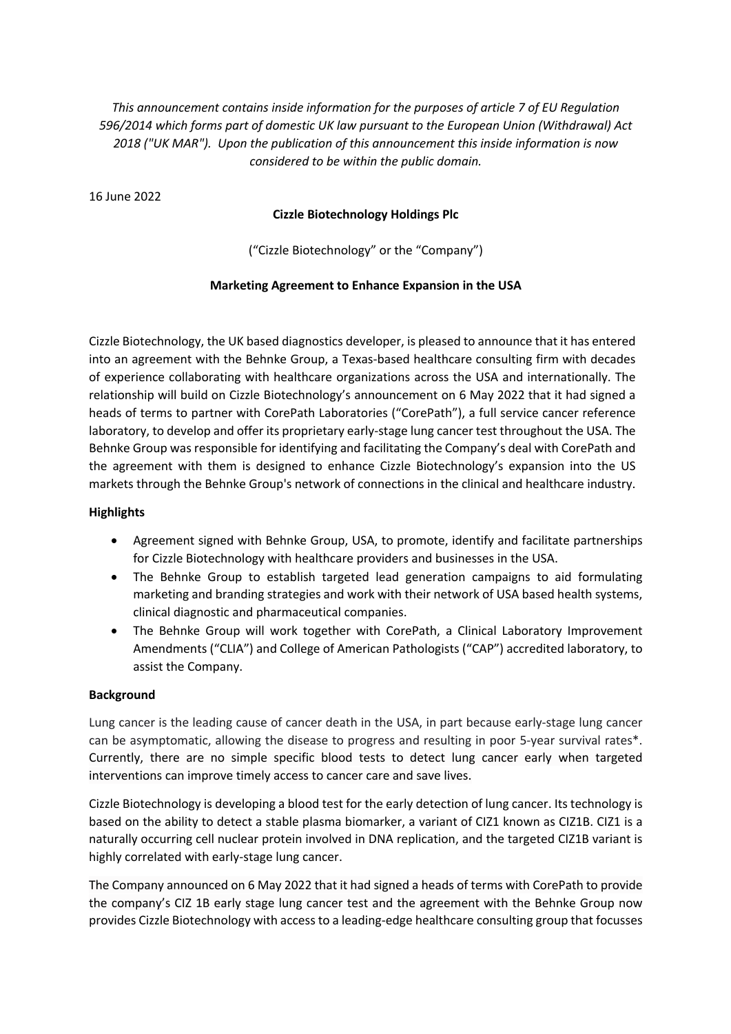*This announcement contains inside information for the purposes of article 7 of EU Regulation 596/2014 which forms part of domestic UK law pursuant to the European Union (Withdrawal) Act 2018 ("UK MAR"). Upon the publication of this announcement this inside information is now considered to be within the public domain.*

16 June 2022

**Cizzle Biotechnology Holdings Plc**

("Cizzle Biotechnology" or the "Company")

**Marketing Agreement to Enhance Expansion in the USA**

Cizzle Biotechnology, the UK based diagnostics developer, is pleased to announce that it has entered into an agreement with the Behnke Group, a Texas-based healthcare consulting firm with decades of experience collaborating with healthcare organizations across the USA and internationally. The relationship will build on Cizzle Biotechnology's announcement on 6 May 2022 that it had signed a heads of terms to partner with CorePath Laboratories ("CorePath"), a full service cancer reference laboratory, to develop and offer its proprietary early-stage lung cancer test throughout the USA. The Behnke Group was responsible for identifying and facilitating the Company's deal with CorePath and the agreement with them is designed to enhance Cizzle Biotechnology's expansion into the US markets through the Behnke Group's network of connections in the clinical and healthcare industry.

**Highlights**

- Agreement signed with Behnke Group, USA, to promote, identify and facilitate partnerships for Cizzle Biotechnology with healthcare providers and businesses in the USA.
- The Behnke Group to establish targeted lead generation campaigns to aid formulating marketing and branding strategies and work with their network of USA based health systems, clinical diagnostic and pharmaceutical companies.
- The Behnke Group will work together with CorePath, a Clinical Laboratory Improvement Amendments ("CLIA") and College of American Pathologists ("CAP") accredited laboratory, to assist the Company.

**Background**

Lung cancer is the leading cause of cancer death in the USA, in part because early-stage lung cancer can be asymptomatic, allowing the disease to progress and resulting in poor 5-year survival rates*. Currently, there are no simple specific blood tests to detect lung cancer early when targeted interventions can improve timely access to cancer care and save lives.

Cizzle Biotechnology is developing a blood test for the early detection of lung cancer. Its technology is based on the ability to detect a stable plasma biomarker, a variant of CIZ1 known as CIZ1B. CIZ1 is a naturally occurring cell nuclear protein involved in DNA replication, and the targeted CIZ1B variant is highly correlated with early-stage lung cancer.

The Company announced on 6 May 2022 that it had signed a heads of terms with CorePath to provide the company's CIZ 1B early stage lung cancer test and the agreement with the Behnke Group now provides Cizzle Biotechnology with access to a leading-edge healthcare consulting group that focusses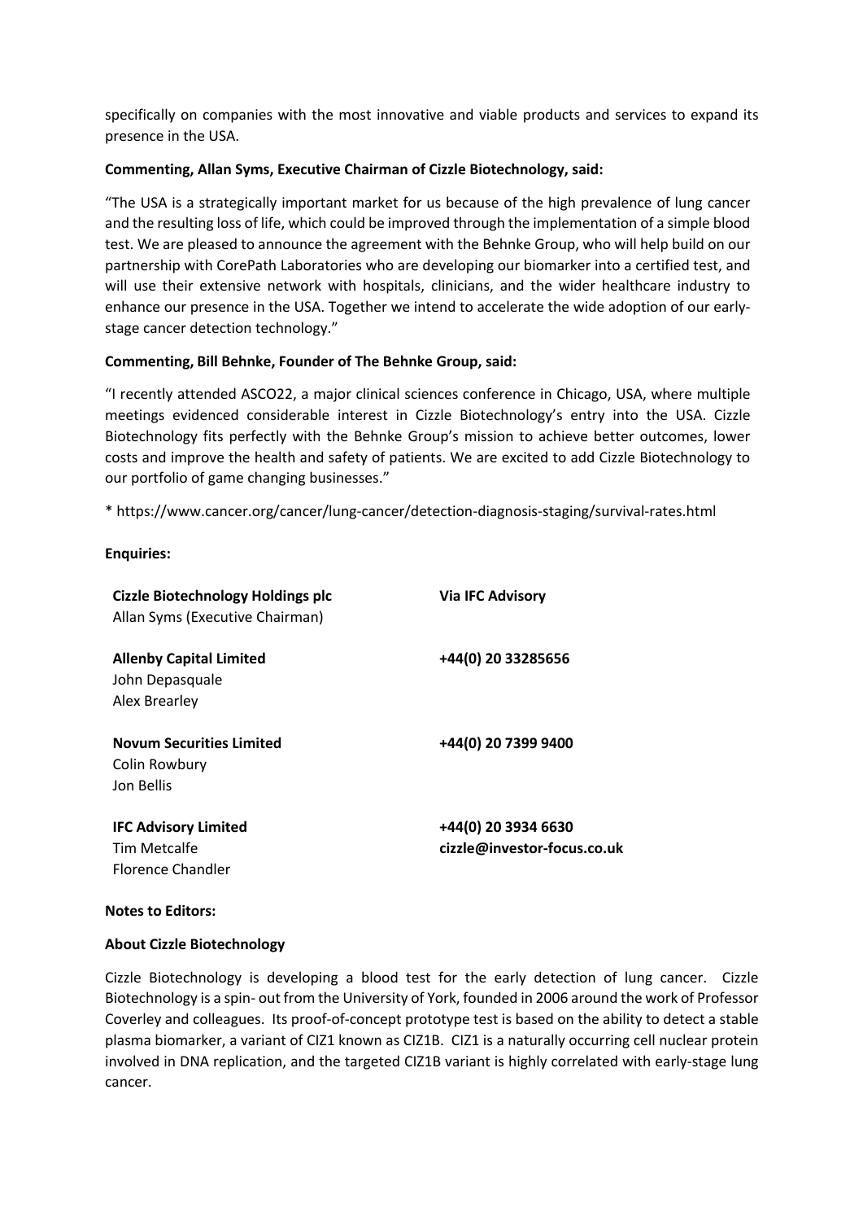specifically on companies with the most innovative and viable products and services to expand its presence in the USA.

**Commenting, Allan Syms, Executive Chairman of Cizzle Biotechnology, said:**

"The USA is a strategically important market for us because of the high prevalence of lung cancer and the resulting loss of life, which could be improved through the implementation of a simple blood test. We are pleased to announce the agreement with the Behnke Group, who will help build on our partnership with CorePath Laboratories who are developing our biomarker into a certified test, and will use their extensive network with hospitals, clinicians, and the wider healthcare industry to enhance our presence in the USA. Together we intend to accelerate the wide adoption of our early-stage cancer detection technology."

**Commenting, Bill Behnke, Founder of The Behnke Group, said:**

"I recently attended ASCO22, a major clinical sciences conference in Chicago, USA, where multiple meetings evidenced considerable interest in Cizzle Biotechnology's entry into the USA. Cizzle Biotechnology fits perfectly with the Behnke Group's mission to achieve better outcomes, lower costs and improve the health and safety of patients. We are excited to add Cizzle Biotechnology to our portfolio of game changing businesses."

* https://www.cancer.org/cancer/lung-cancer/detection-diagnosis-staging/survival-rates.html

**Enquiries:**

| | |
|---|---|
| **Cizzle Biotechnology Holdings plc**<br>Allan Syms (Executive Chairman) | **Via IFC Advisory** |
| **Allenby Capital Limited**<br>John Depasquale<br>Alex Brearley | **+44(0) 20 33285656** |
| **Novum Securities Limited**<br>Colin Rowbury<br>Jon Bellis | **+44(0) 20 7399 9400** |
| **IFC Advisory Limited**<br>Tim Metcalfe<br>Florence Chandler | **+44(0) 20 3934 6630**<br>**cizzle@investor-focus.co.uk** |

**Notes to Editors:**

**About Cizzle Biotechnology**

Cizzle Biotechnology is developing a blood test for the early detection of lung cancer. Cizzle Biotechnology is a spin- out from the University of York, founded in 2006 around the work of Professor Coverley and colleagues. Its proof-of-concept prototype test is based on the ability to detect a stable plasma biomarker, a variant of CIZ1 known as CIZ1B. CIZ1 is a naturally occurring cell nuclear protein involved in DNA replication, and the targeted CIZ1B variant is highly correlated with early-stage lung cancer.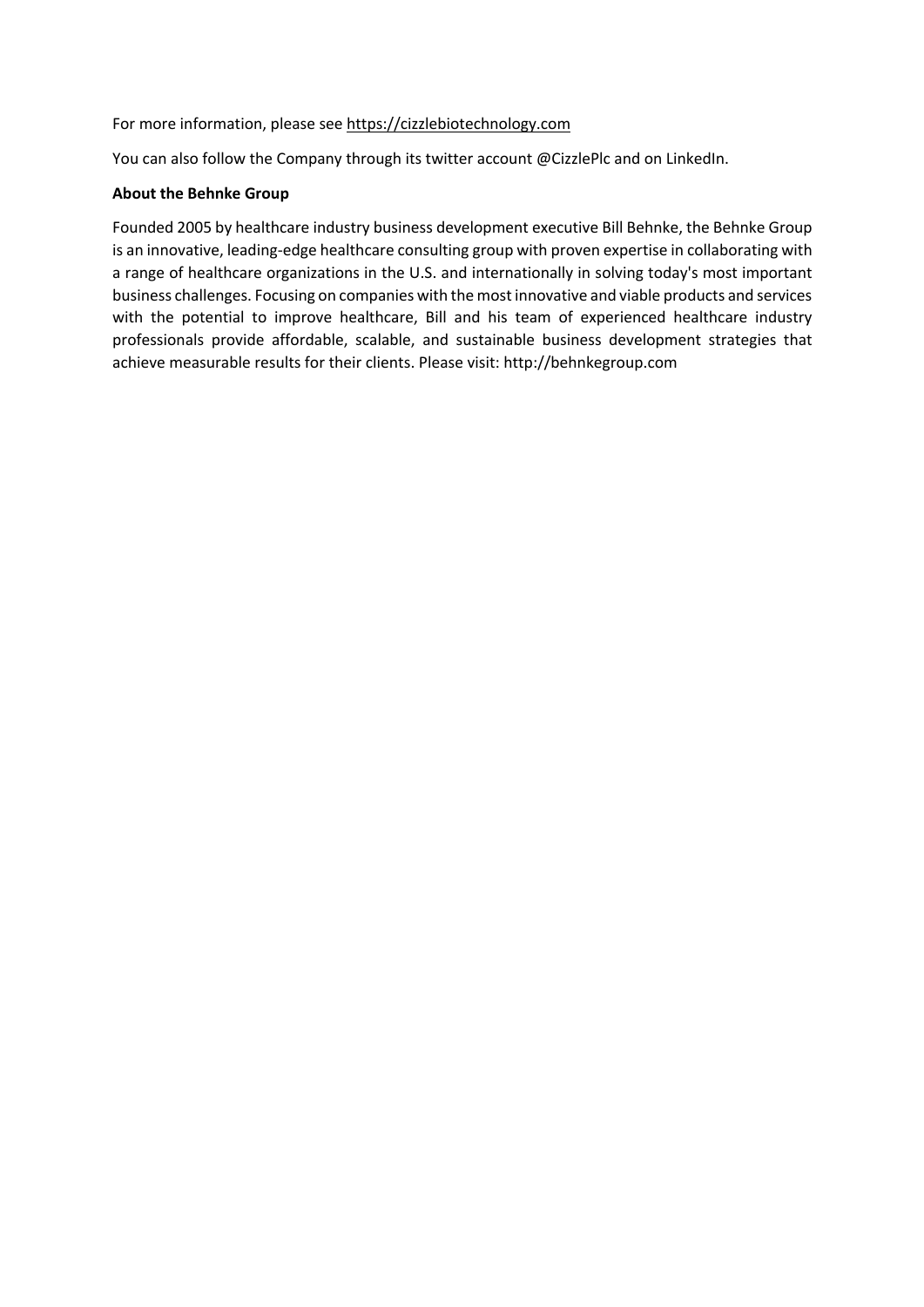For more information, please see [https://cizzlebiotechnology.com](https://cizzlebiotechnology.com)

You can also follow the Company through its twitter account @CizzlePlc and on LinkedIn.

**About the Behnke Group**

Founded 2005 by healthcare industry business development executive Bill Behnke, the Behnke Group is an innovative, leading-edge healthcare consulting group with proven expertise in collaborating with a range of healthcare organizations in the U.S. and internationally in solving today's most important business challenges. Focusing on companies with the most innovative and viable products and services with the potential to improve healthcare, Bill and his team of experienced healthcare industry professionals provide affordable, scalable, and sustainable business development strategies that achieve measurable results for their clients. Please visit: http://behnkegroup.com